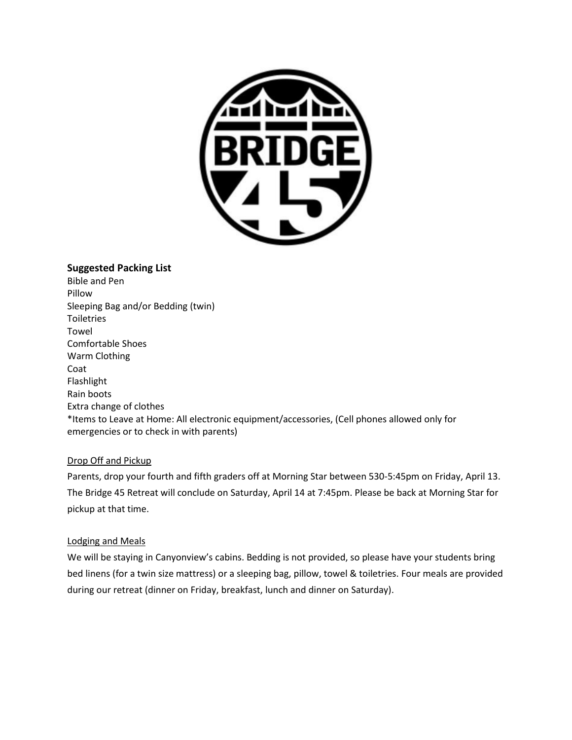BRIDGE 45

**Suggested Packing List**

Bible and Pen
Pillow
Sleeping Bag and/or Bedding (twin)
Toiletries
Towel
Comfortable Shoes
Warm Clothing
Coat
Flashlight
Rain boots
Extra change of clothes
*Items to Leave at Home: All electronic equipment/accessories, (Cell phones allowed only for emergencies or to check in with parents)

<u>Drop Off and Pickup</u>

Parents, drop your fourth and fifth graders off at Morning Star between 530-5:45pm on Friday, April 13. The Bridge 45 Retreat will conclude on Saturday, April 14 at 7:45pm. Please be back at Morning Star for pickup at that time.

<u>Lodging and Meals</u>

We will be staying in Canyonview's cabins. Bedding is not provided, so please have your students bring bed linens (for a twin size mattress) or a sleeping bag, pillow, towel & toiletries. Four meals are provided during our retreat (dinner on Friday, breakfast, lunch and dinner on Saturday).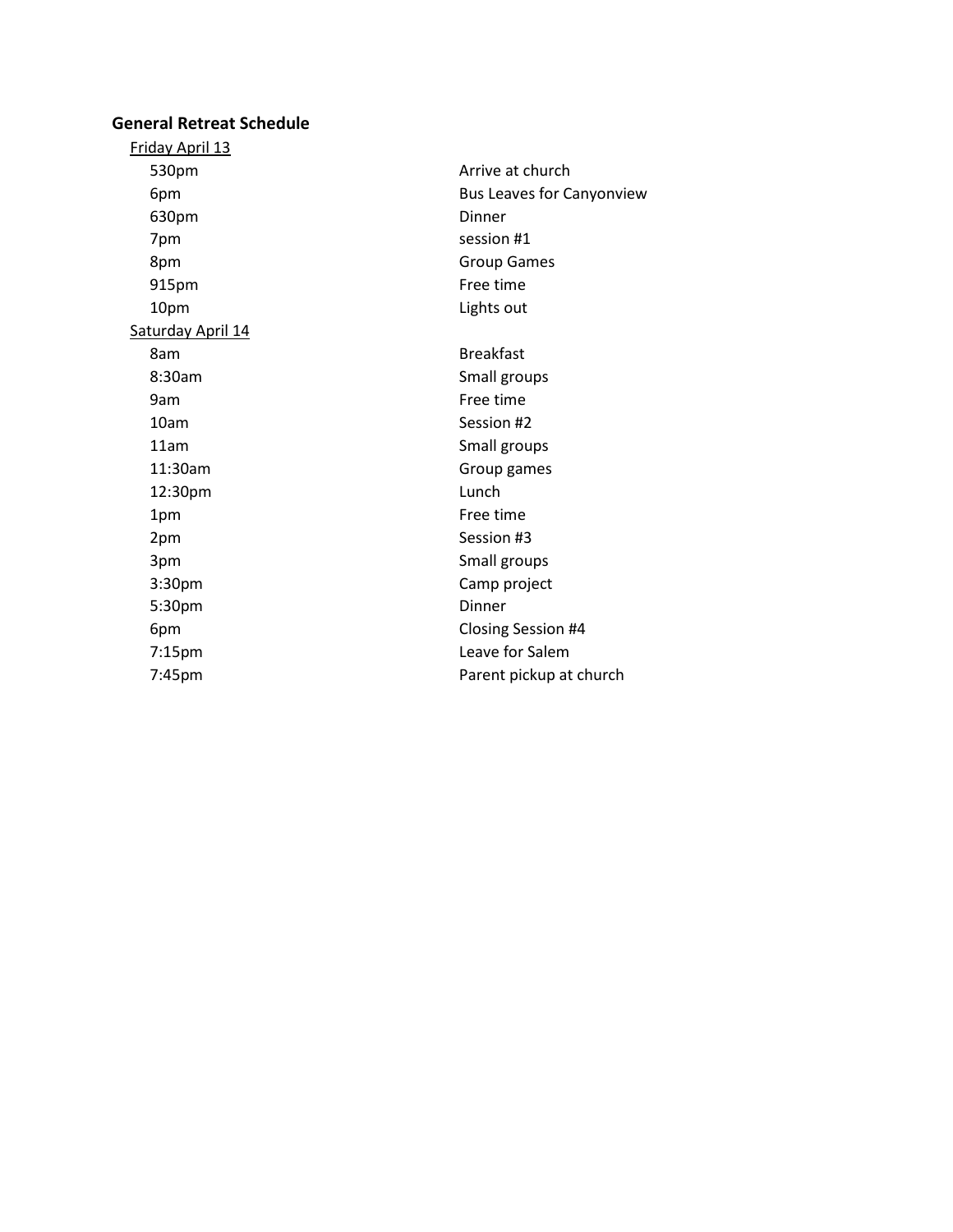**General Retreat Schedule**

Friday April 13

| | |
|---|---|
| 530pm | Arrive at church |
| 6pm | Bus Leaves for Canyonview |
| 630pm | Dinner |
| 7pm | session #1 |
| 8pm | Group Games |
| 915pm | Free time |
| 10pm | Lights out |

Saturday April 14

| | |
|---|---|
| 8am | Breakfast |
| 8:30am | Small groups |
| 9am | Free time |
| 10am | Session #2 |
| 11am | Small groups |
| 11:30am | Group games |
| 12:30pm | Lunch |
| 1pm | Free time |
| 2pm | Session #3 |
| 3pm | Small groups |
| 3:30pm | Camp project |
| 5:30pm | Dinner |
| 6pm | Closing Session #4 |
| 7:15pm | Leave for Salem |
| 7:45pm | Parent pickup at church |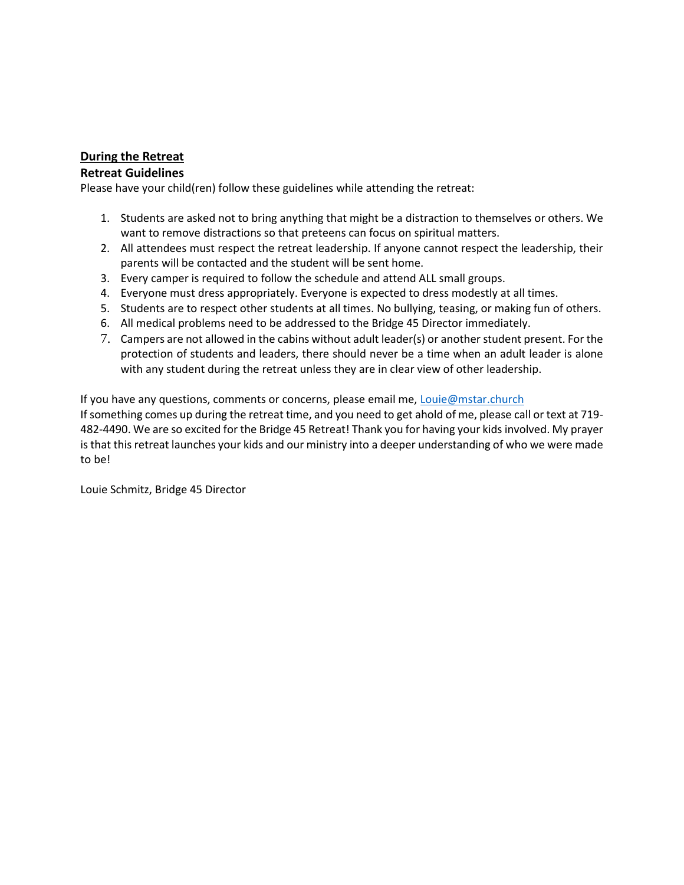## During the Retreat

### Retreat Guidelines

Please have your child(ren) follow these guidelines while attending the retreat:

1. Students are asked not to bring anything that might be a distraction to themselves or others. We want to remove distractions so that preteens can focus on spiritual matters.
2. All attendees must respect the retreat leadership. If anyone cannot respect the leadership, their parents will be contacted and the student will be sent home.
3. Every camper is required to follow the schedule and attend ALL small groups.
4. Everyone must dress appropriately. Everyone is expected to dress modestly at all times.
5. Students are to respect other students at all times. No bullying, teasing, or making fun of others.
6. All medical problems need to be addressed to the Bridge 45 Director immediately.
7. Campers are not allowed in the cabins without adult leader(s) or another student present. For the protection of students and leaders, there should never be a time when an adult leader is alone with any student during the retreat unless they are in clear view of other leadership.

If you have any questions, comments or concerns, please email me, Louie@mstar.church
If something comes up during the retreat time, and you need to get ahold of me, please call or text at 719-482-4490. We are so excited for the Bridge 45 Retreat! Thank you for having your kids involved. My prayer is that this retreat launches your kids and our ministry into a deeper understanding of who we were made to be!

Louie Schmitz, Bridge 45 Director